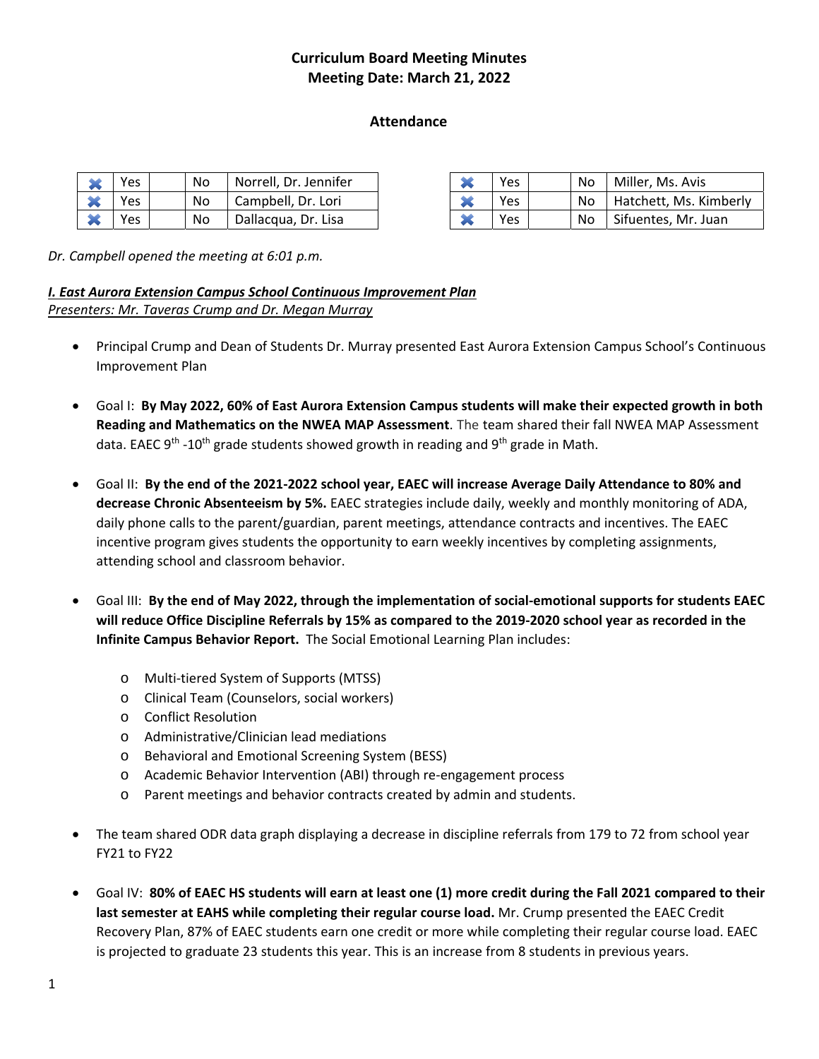# Curriculum Board Meeting Minutes
# Meeting Date: March 21, 2022

## Attendance

| | | | | |
|---|---|---|---|---|
| ✖ | Yes | | No | Norrell, Dr. Jennifer |
| ✖ | Yes | | No | Campbell, Dr. Lori |
| ✖ | Yes | | No | Dallacqua, Dr. Lisa |
| ✖ | Yes | | No | Miller, Ms. Avis |
| ✖ | Yes | | No | Hatchett, Ms. Kimberly |
| ✖ | Yes | | No | Sifuentes, Mr. Juan |

*Dr. Campbell opened the meeting at 6:01 p.m.*

***I. East Aurora Extension Campus School Continuous Improvement Plan***
*Presenters: Mr. Taveras Crump and Dr. Megan Murray*

- Principal Crump and Dean of Students Dr. Murray presented East Aurora Extension Campus School's Continuous Improvement Plan

- Goal I: **By May 2022, 60% of East Aurora Extension Campus students will make their expected growth in both Reading and Mathematics on the NWEA MAP Assessment**. The team shared their fall NWEA MAP Assessment data. EAEC 9th -10th grade students showed growth in reading and 9th grade in Math.

- Goal II: **By the end of the 2021-2022 school year, EAEC will increase Average Daily Attendance to 80% and decrease Chronic Absenteeism by 5%.** EAEC strategies include daily, weekly and monthly monitoring of ADA, daily phone calls to the parent/guardian, parent meetings, attendance contracts and incentives. The EAEC incentive program gives students the opportunity to earn weekly incentives by completing assignments, attending school and classroom behavior.

- Goal III: **By the end of May 2022, through the implementation of social-emotional supports for students EAEC will reduce Office Discipline Referrals by 15% as compared to the 2019-2020 school year as recorded in the Infinite Campus Behavior Report.** The Social Emotional Learning Plan includes:
  - Multi-tiered System of Supports (MTSS)
  - Clinical Team (Counselors, social workers)
  - Conflict Resolution
  - Administrative/Clinician lead mediations
  - Behavioral and Emotional Screening System (BESS)
  - Academic Behavior Intervention (ABI) through re-engagement process
  - Parent meetings and behavior contracts created by admin and students.

- The team shared ODR data graph displaying a decrease in discipline referrals from 179 to 72 from school year FY21 to FY22

- Goal IV: **80% of EAEC HS students will earn at least one (1) more credit during the Fall 2021 compared to their last semester at EAHS while completing their regular course load.** Mr. Crump presented the EAEC Credit Recovery Plan, 87% of EAEC students earn one credit or more while completing their regular course load. EAEC is projected to graduate 23 students this year. This is an increase from 8 students in previous years.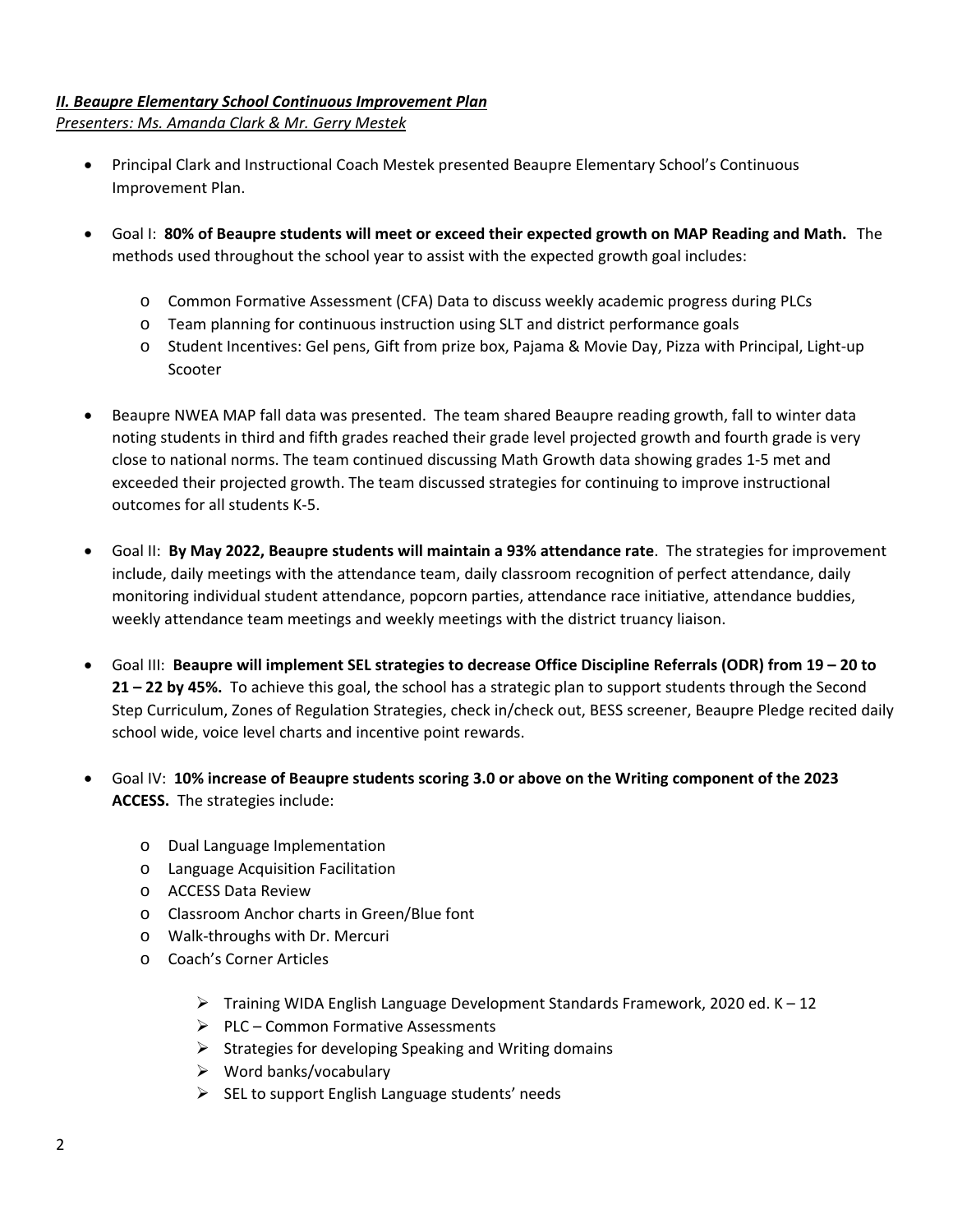***II. Beaupre Elementary School Continuous Improvement Plan***

*Presenters: Ms. Amanda Clark & Mr. Gerry Mestek*

- Principal Clark and Instructional Coach Mestek presented Beaupre Elementary School's Continuous Improvement Plan.

- Goal I: **80% of Beaupre students will meet or exceed their expected growth on MAP Reading and Math.** The methods used throughout the school year to assist with the expected growth goal includes:

    - Common Formative Assessment (CFA) Data to discuss weekly academic progress during PLCs
    - Team planning for continuous instruction using SLT and district performance goals
    - Student Incentives: Gel pens, Gift from prize box, Pajama & Movie Day, Pizza with Principal, Light-up Scooter

- Beaupre NWEA MAP fall data was presented. The team shared Beaupre reading growth, fall to winter data noting students in third and fifth grades reached their grade level projected growth and fourth grade is very close to national norms. The team continued discussing Math Growth data showing grades 1-5 met and exceeded their projected growth. The team discussed strategies for continuing to improve instructional outcomes for all students K-5.

- Goal II: **By May 2022, Beaupre students will maintain a 93% attendance rate**. The strategies for improvement include, daily meetings with the attendance team, daily classroom recognition of perfect attendance, daily monitoring individual student attendance, popcorn parties, attendance race initiative, attendance buddies, weekly attendance team meetings and weekly meetings with the district truancy liaison.

- Goal III: **Beaupre will implement SEL strategies to decrease Office Discipline Referrals (ODR) from 19 – 20 to 21 – 22 by 45%.** To achieve this goal, the school has a strategic plan to support students through the Second Step Curriculum, Zones of Regulation Strategies, check in/check out, BESS screener, Beaupre Pledge recited daily school wide, voice level charts and incentive point rewards.

- Goal IV: **10% increase of Beaupre students scoring 3.0 or above on the Writing component of the 2023 ACCESS.** The strategies include:

    - Dual Language Implementation
    - Language Acquisition Facilitation
    - ACCESS Data Review
    - Classroom Anchor charts in Green/Blue font
    - Walk-throughs with Dr. Mercuri
    - Coach's Corner Articles

        - Training WIDA English Language Development Standards Framework, 2020 ed. K – 12
        - PLC – Common Formative Assessments
        - Strategies for developing Speaking and Writing domains
        - Word banks/vocabulary
        - SEL to support English Language students' needs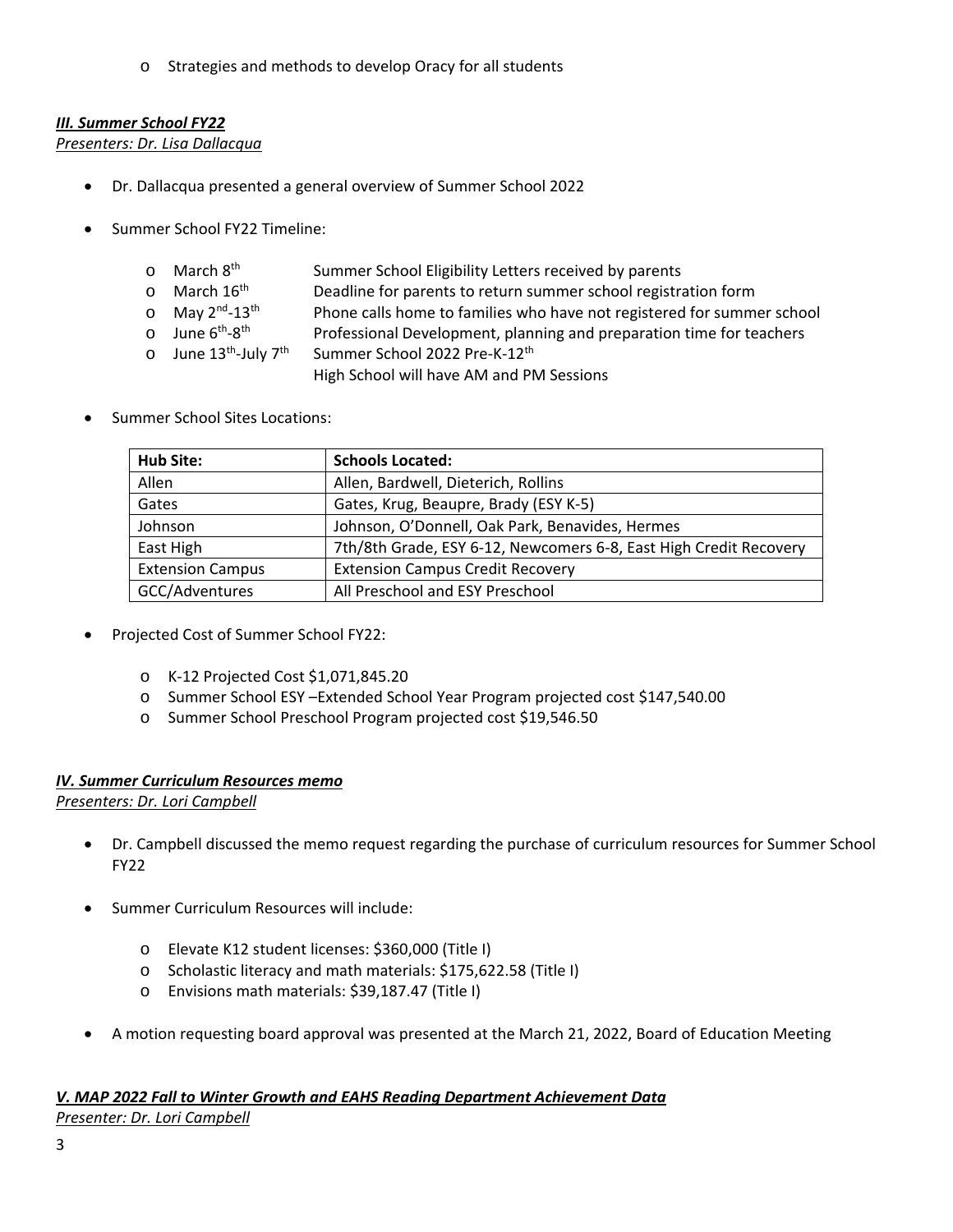- Strategies and methods to develop Oracy for all students

### ***III. Summer School FY22***

*Presenters: Dr. Lisa Dallacqua*

- Dr. Dallacqua presented a general overview of Summer School 2022
- Summer School FY22 Timeline:
  - March 8th — Summer School Eligibility Letters received by parents
  - March 16th — Deadline for parents to return summer school registration form
  - May 2nd-13th — Phone calls home to families who have not registered for summer school
  - June 6th-8th — Professional Development, planning and preparation time for teachers
  - June 13th-July 7th — Summer School 2022 Pre-K-12th  
    High School will have AM and PM Sessions
- Summer School Sites Locations:

| Hub Site: | Schools Located: |
| --- | --- |
| Allen | Allen, Bardwell, Dieterich, Rollins |
| Gates | Gates, Krug, Beaupre, Brady (ESY K-5) |
| Johnson | Johnson, O'Donnell, Oak Park, Benavides, Hermes |
| East High | 7th/8th Grade, ESY 6-12, Newcomers 6-8, East High Credit Recovery |
| Extension Campus | Extension Campus Credit Recovery |
| GCC/Adventures | All Preschool and ESY Preschool |

- Projected Cost of Summer School FY22:
  - K-12 Projected Cost $1,071,845.20
  - Summer School ESY –Extended School Year Program projected cost $147,540.00
  - Summer School Preschool Program projected cost $19,546.50

### ***IV. Summer Curriculum Resources memo***

*Presenters: Dr. Lori Campbell*

- Dr. Campbell discussed the memo request regarding the purchase of curriculum resources for Summer School FY22
- Summer Curriculum Resources will include:
  - Elevate K12 student licenses: $360,000 (Title I)
  - Scholastic literacy and math materials: $175,622.58 (Title I)
  - Envisions math materials: $39,187.47 (Title I)
- A motion requesting board approval was presented at the March 21, 2022, Board of Education Meeting

### ***V. MAP 2022 Fall to Winter Growth and EAHS Reading Department Achievement Data***

*Presenter: Dr. Lori Campbell*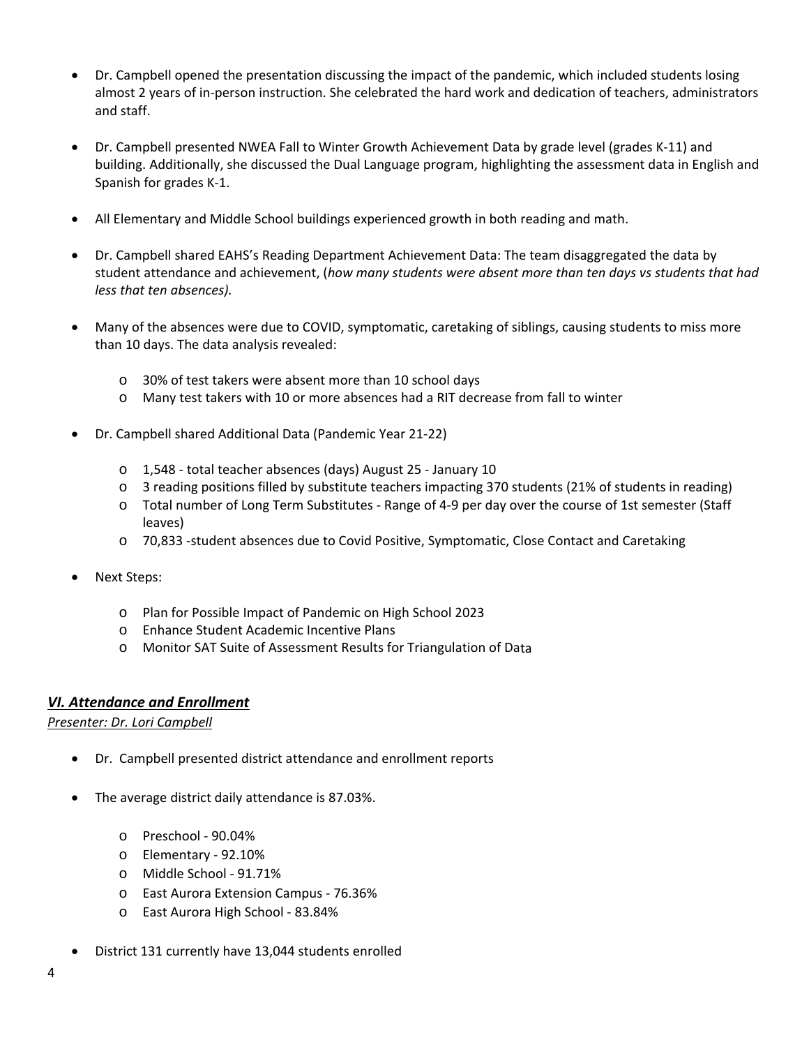- Dr. Campbell opened the presentation discussing the impact of the pandemic, which included students losing almost 2 years of in-person instruction. She celebrated the hard work and dedication of teachers, administrators and staff.

- Dr. Campbell presented NWEA Fall to Winter Growth Achievement Data by grade level (grades K-11) and building. Additionally, she discussed the Dual Language program, highlighting the assessment data in English and Spanish for grades K-1.

- All Elementary and Middle School buildings experienced growth in both reading and math.

- Dr. Campbell shared EAHS's Reading Department Achievement Data: The team disaggregated the data by student attendance and achievement, (*how many students were absent more than ten days vs students that had less that ten absences).*

- Many of the absences were due to COVID, symptomatic, caretaking of siblings, causing students to miss more than 10 days. The data analysis revealed:
    - 30% of test takers were absent more than 10 school days
    - Many test takers with 10 or more absences had a RIT decrease from fall to winter

- Dr. Campbell shared Additional Data (Pandemic Year 21-22)
    - 1,548 - total teacher absences (days) August 25 - January 10
    - 3 reading positions filled by substitute teachers impacting 370 students (21% of students in reading)
    - Total number of Long Term Substitutes - Range of 4-9 per day over the course of 1st semester (Staff leaves)
    - 70,833 -student absences due to Covid Positive, Symptomatic, Close Contact and Caretaking

- Next Steps:
    - Plan for Possible Impact of Pandemic on High School 2023
    - Enhance Student Academic Incentive Plans
    - Monitor SAT Suite of Assessment Results for Triangulation of Data

## ***VI. Attendance and Enrollment***

*Presenter: Dr. Lori Campbell*

- Dr. Campbell presented district attendance and enrollment reports

- The average district daily attendance is 87.03%.
    - Preschool - 90.04%
    - Elementary - 92.10%
    - Middle School - 91.71%
    - East Aurora Extension Campus - 76.36%
    - East Aurora High School - 83.84%

- District 131 currently have 13,044 students enrolled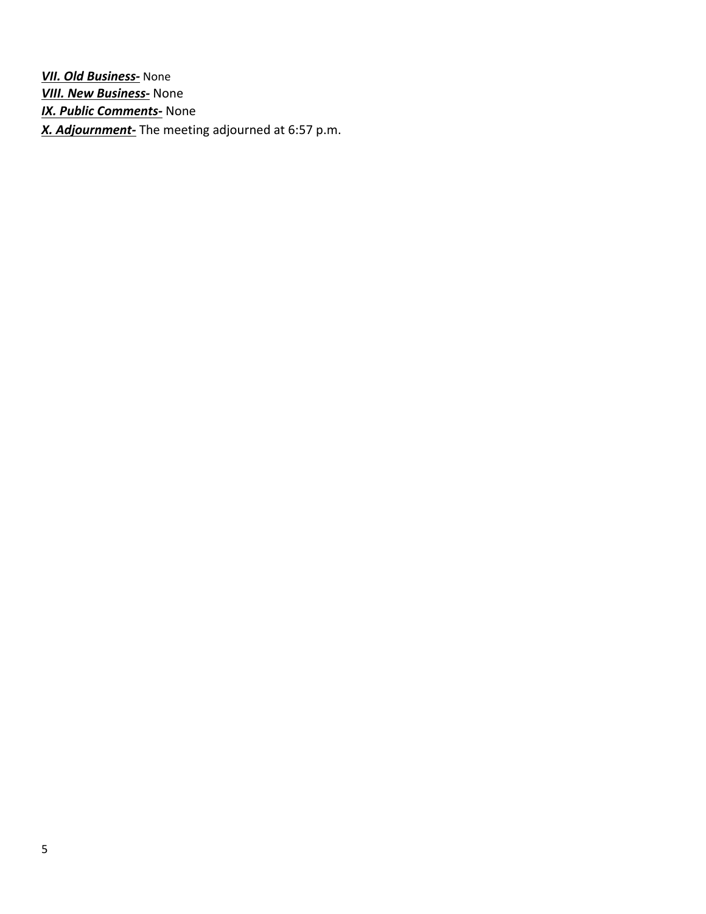***VII. Old Business-*** None
***VIII. New Business-*** None
***IX. Public Comments-*** None
***X. Adjournment-*** The meeting adjourned at 6:57 p.m.